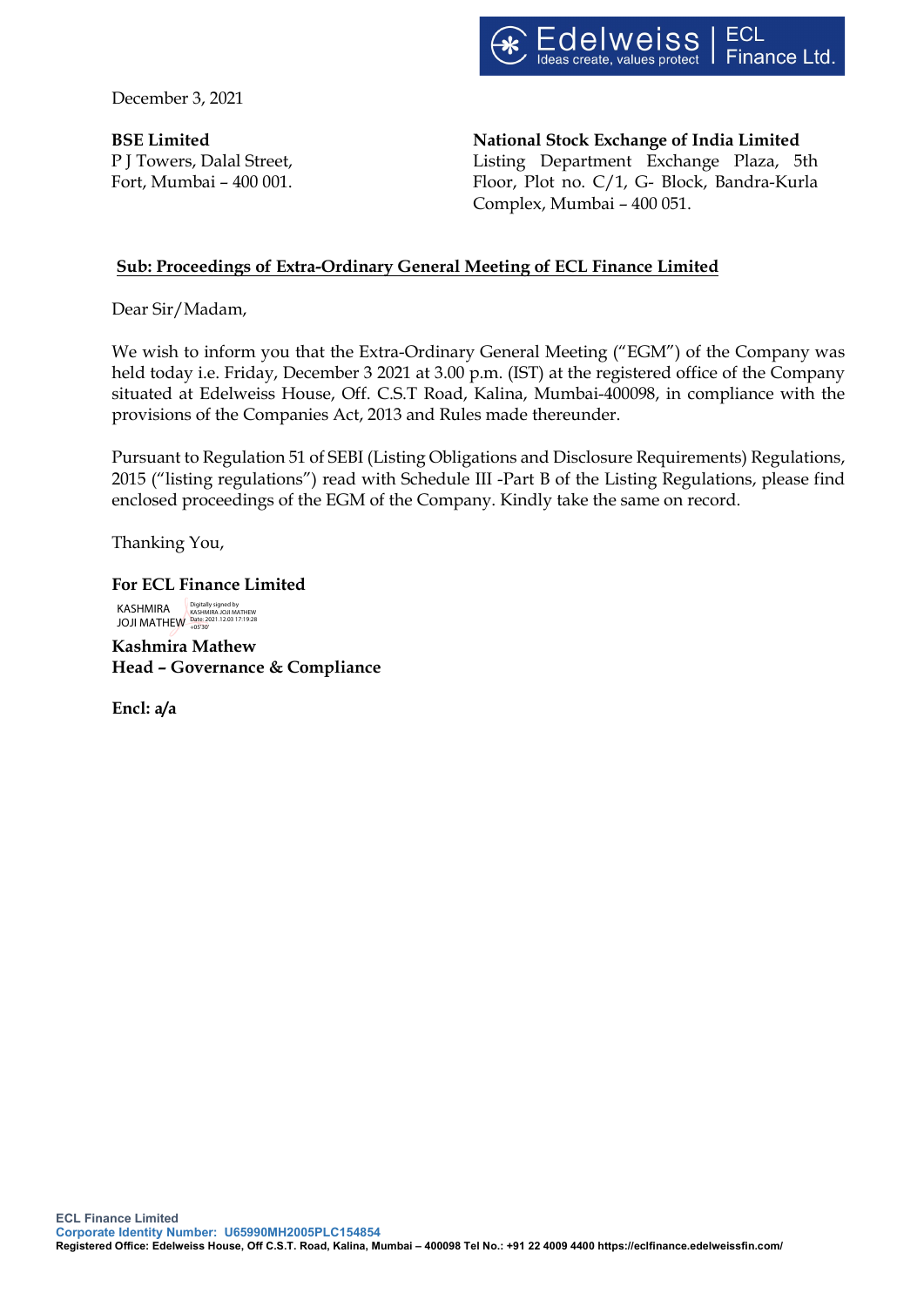December 3, 2021

**BSE Limited**
P J Towers, Dalal Street,
Fort, Mumbai – 400 001.

**National Stock Exchange of India Limited**
Listing Department Exchange Plaza, 5th Floor, Plot no. C/1, G- Block, Bandra-Kurla Complex, Mumbai – 400 051.

**Sub: Proceedings of Extra-Ordinary General Meeting of ECL Finance Limited**

Dear Sir/Madam,

We wish to inform you that the Extra-Ordinary General Meeting ("EGM") of the Company was held today i.e. Friday, December 3 2021 at 3.00 p.m. (IST) at the registered office of the Company situated at Edelweiss House, Off. C.S.T Road, Kalina, Mumbai-400098, in compliance with the provisions of the Companies Act, 2013 and Rules made thereunder.

Pursuant to Regulation 51 of SEBI (Listing Obligations and Disclosure Requirements) Regulations, 2015 ("listing regulations") read with Schedule III -Part B of the Listing Regulations, please find enclosed proceedings of the EGM of the Company. Kindly take the same on record.

Thanking You,

**For ECL Finance Limited**

KASHMIRA JOJI MATHEW
Digitally signed by KASHMIRA JOJI MATHEW
Date: 2021.12.03 17:19:28 +05'30'

**Kashmira Mathew**
**Head – Governance & Compliance**

**Encl: a/a**

**ECL Finance Limited**
**Corporate Identity Number: U65990MH2005PLC154854**
**Registered Office: Edelweiss House, Off C.S.T. Road, Kalina, Mumbai – 400098 Tel No.: +91 22 4009 4400 https://eclfinance.edelweissfin.com/**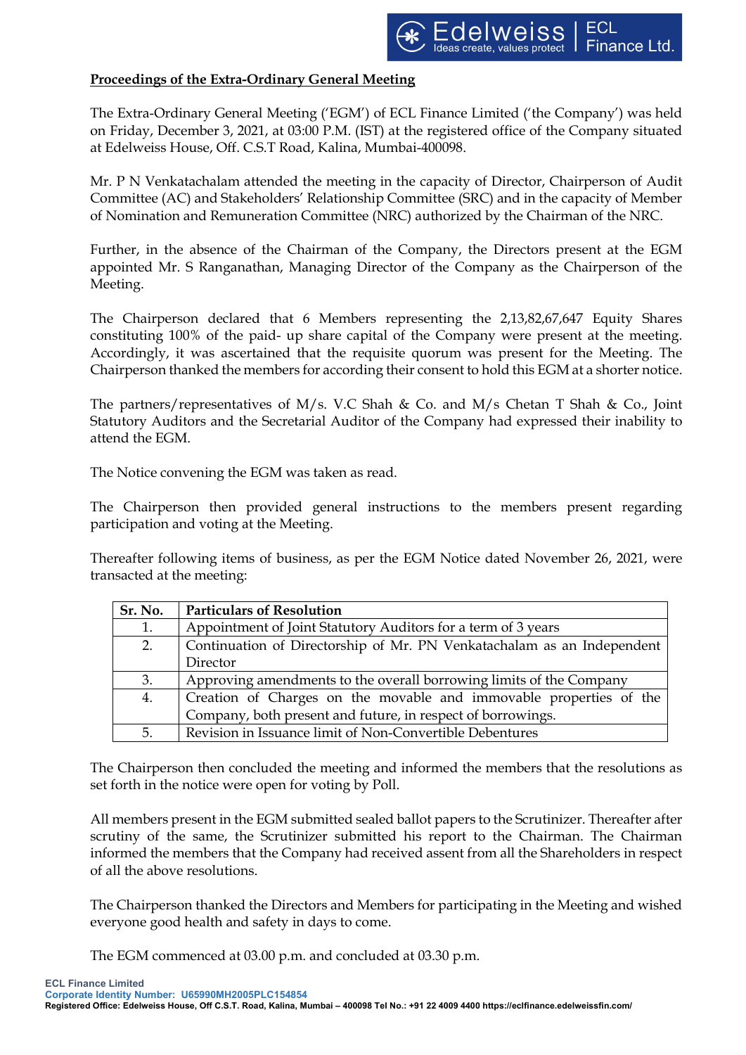## Proceedings of the Extra-Ordinary General Meeting

The Extra-Ordinary General Meeting ('EGM') of ECL Finance Limited ('the Company') was held on Friday, December 3, 2021, at 03:00 P.M. (IST) at the registered office of the Company situated at Edelweiss House, Off. C.S.T Road, Kalina, Mumbai-400098.

Mr. P N Venkatachalam attended the meeting in the capacity of Director, Chairperson of Audit Committee (AC) and Stakeholders' Relationship Committee (SRC) and in the capacity of Member of Nomination and Remuneration Committee (NRC) authorized by the Chairman of the NRC.

Further, in the absence of the Chairman of the Company, the Directors present at the EGM appointed Mr. S Ranganathan, Managing Director of the Company as the Chairperson of the Meeting.

The Chairperson declared that 6 Members representing the 2,13,82,67,647 Equity Shares constituting 100% of the paid- up share capital of the Company were present at the meeting. Accordingly, it was ascertained that the requisite quorum was present for the Meeting. The Chairperson thanked the members for according their consent to hold this EGM at a shorter notice.

The partners/representatives of M/s. V.C Shah & Co. and M/s Chetan T Shah & Co., Joint Statutory Auditors and the Secretarial Auditor of the Company had expressed their inability to attend the EGM.

The Notice convening the EGM was taken as read.

The Chairperson then provided general instructions to the members present regarding participation and voting at the Meeting.

Thereafter following items of business, as per the EGM Notice dated November 26, 2021, were transacted at the meeting:

| Sr. No. | Particulars of Resolution |
|---|---|
| 1. | Appointment of Joint Statutory Auditors for a term of 3 years |
| 2. | Continuation of Directorship of Mr. PN Venkatachalam as an Independent Director |
| 3. | Approving amendments to the overall borrowing limits of the Company |
| 4. | Creation of Charges on the movable and immovable properties of the Company, both present and future, in respect of borrowings. |
| 5. | Revision in Issuance limit of Non-Convertible Debentures |

The Chairperson then concluded the meeting and informed the members that the resolutions as set forth in the notice were open for voting by Poll.

All members present in the EGM submitted sealed ballot papers to the Scrutinizer. Thereafter after scrutiny of the same, the Scrutinizer submitted his report to the Chairman. The Chairman informed the members that the Company had received assent from all the Shareholders in respect of all the above resolutions.

The Chairperson thanked the Directors and Members for participating in the Meeting and wished everyone good health and safety in days to come.

The EGM commenced at 03.00 p.m. and concluded at 03.30 p.m.